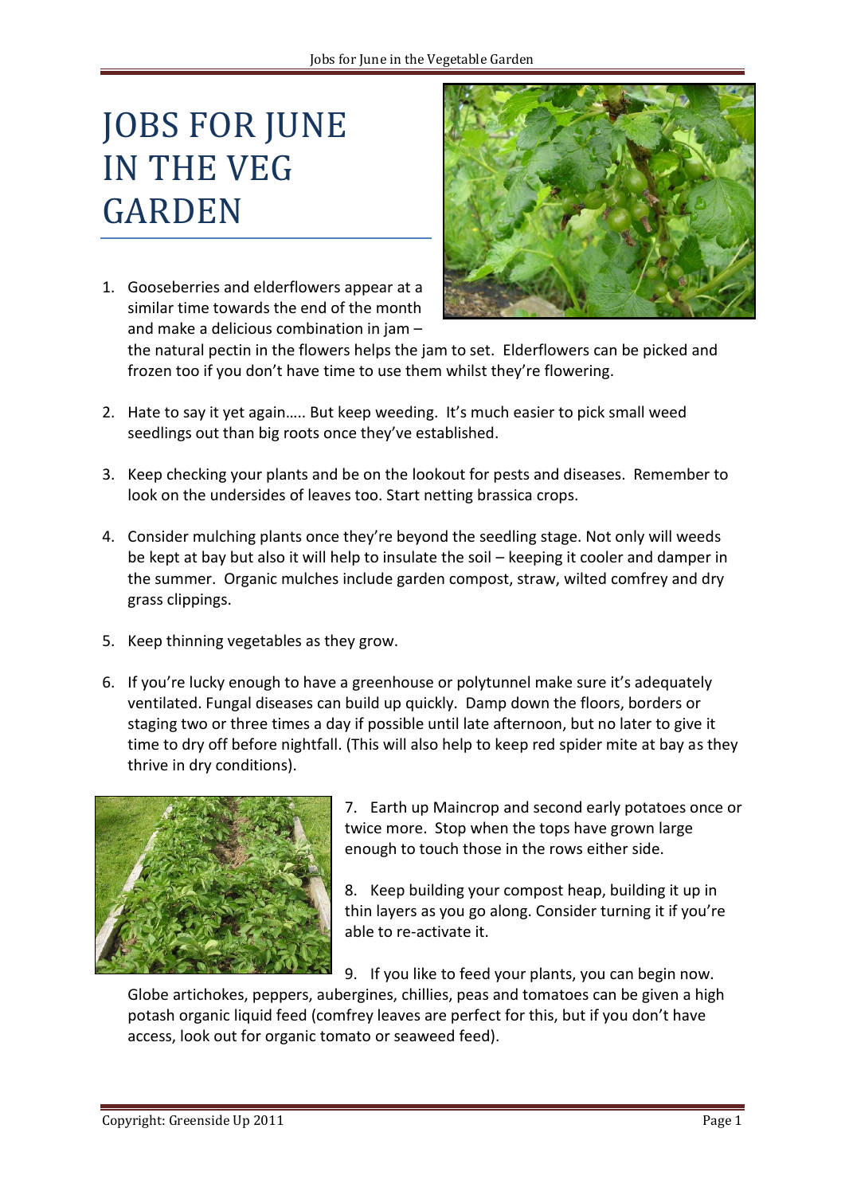# JOBS FOR JUNE IN THE VEG GARDEN

1. Gooseberries and elderflowers appear at a similar time towards the end of the month and make a delicious combination in jam – the natural pectin in the flowers helps the jam to set. Elderflowers can be picked and frozen too if you don't have time to use them whilst they're flowering.

2. Hate to say it yet again….. But keep weeding. It's much easier to pick small weed seedlings out than big roots once they've established.

3. Keep checking your plants and be on the lookout for pests and diseases. Remember to look on the undersides of leaves too. Start netting brassica crops.

4. Consider mulching plants once they're beyond the seedling stage. Not only will weeds be kept at bay but also it will help to insulate the soil – keeping it cooler and damper in the summer. Organic mulches include garden compost, straw, wilted comfrey and dry grass clippings.

5. Keep thinning vegetables as they grow.

6. If you're lucky enough to have a greenhouse or polytunnel make sure it's adequately ventilated. Fungal diseases can build up quickly. Damp down the floors, borders or staging two or three times a day if possible until late afternoon, but no later to give it time to dry off before nightfall. (This will also help to keep red spider mite at bay as they thrive in dry conditions).

7. Earth up Maincrop and second early potatoes once or twice more. Stop when the tops have grown large enough to touch those in the rows either side.

8. Keep building your compost heap, building it up in thin layers as you go along. Consider turning it if you're able to re-activate it.

9. If you like to feed your plants, you can begin now. Globe artichokes, peppers, aubergines, chillies, peas and tomatoes can be given a high potash organic liquid feed (comfrey leaves are perfect for this, but if you don't have access, look out for organic tomato or seaweed feed).

Copyright: Greenside Up 2011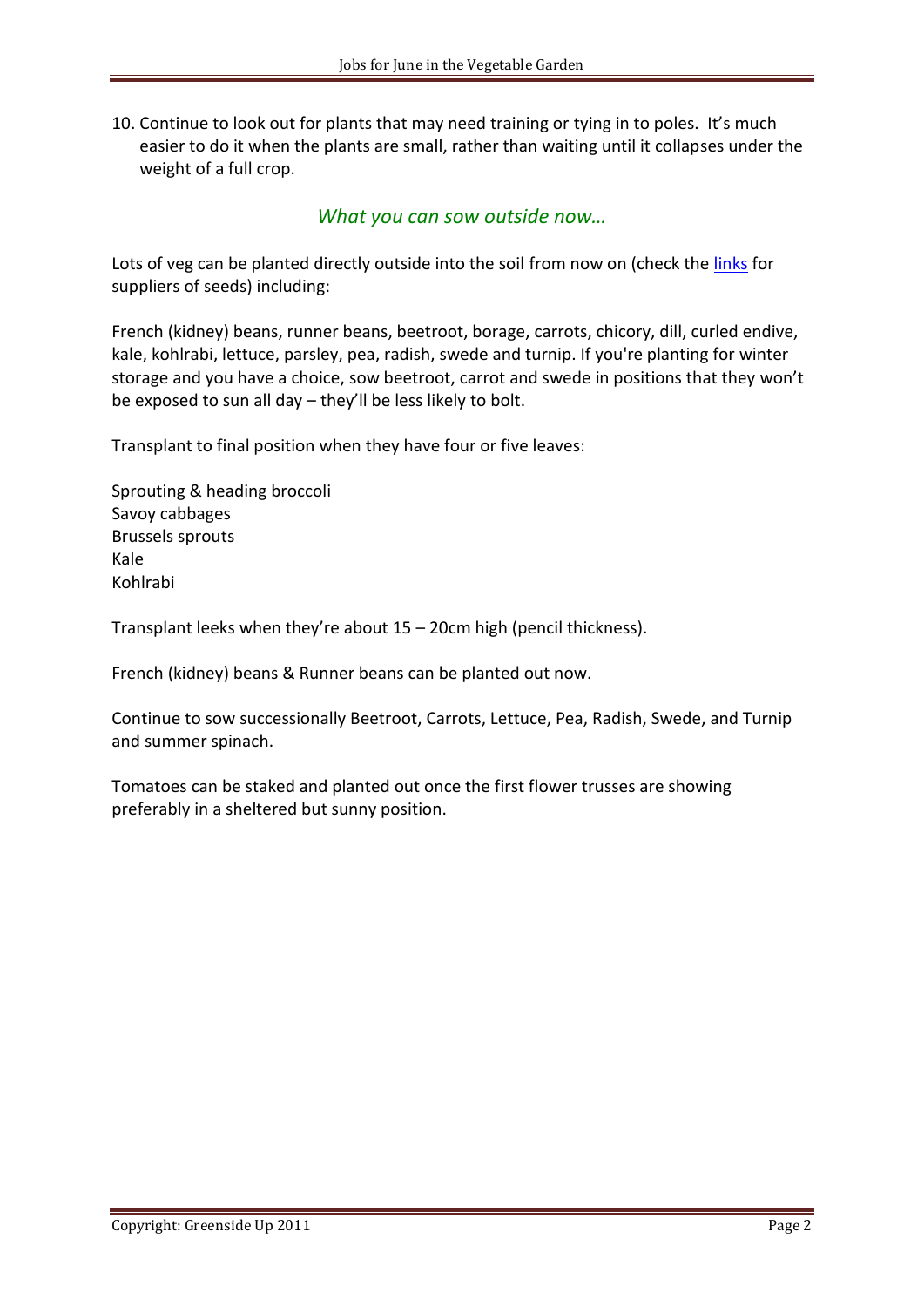10. Continue to look out for plants that may need training or tying in to poles. It's much easier to do it when the plants are small, rather than waiting until it collapses under the weight of a full crop.

## *What you can sow outside now…*

Lots of veg can be planted directly outside into the soil from now on (check the links for suppliers of seeds) including:

French (kidney) beans, runner beans, beetroot, borage, carrots, chicory, dill, curled endive, kale, kohlrabi, lettuce, parsley, pea, radish, swede and turnip. If you're planting for winter storage and you have a choice, sow beetroot, carrot and swede in positions that they won't be exposed to sun all day – they'll be less likely to bolt.

Transplant to final position when they have four or five leaves:

Sprouting & heading broccoli
Savoy cabbages
Brussels sprouts
Kale
Kohlrabi

Transplant leeks when they're about 15 – 20cm high (pencil thickness).

French (kidney) beans & Runner beans can be planted out now.

Continue to sow successionally Beetroot, Carrots, Lettuce, Pea, Radish, Swede, and Turnip and summer spinach.

Tomatoes can be staked and planted out once the first flower trusses are showing preferably in a sheltered but sunny position.